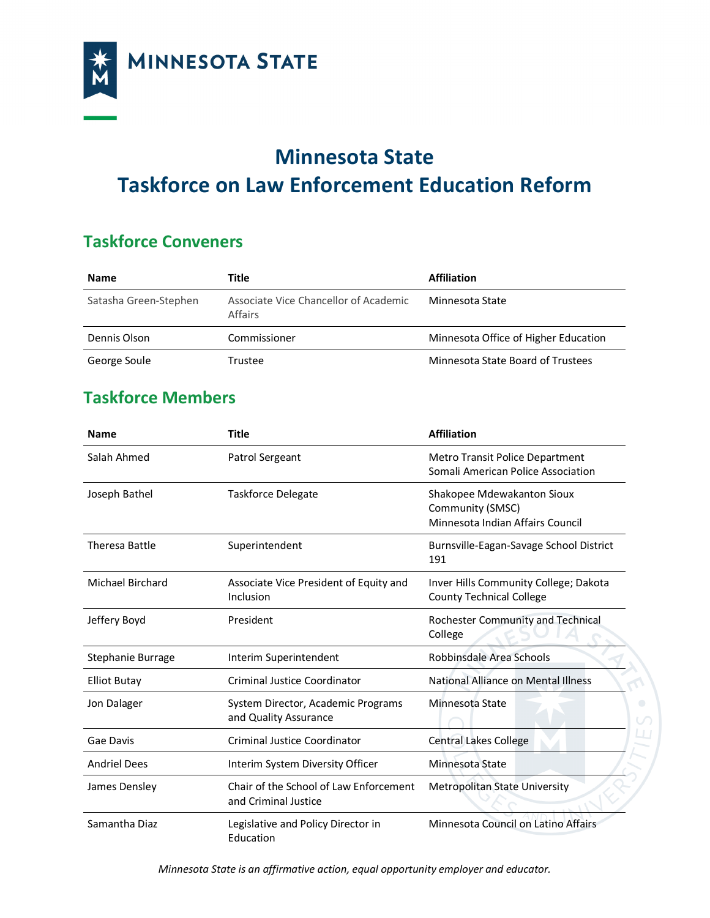# Minnesota State
# Taskforce on Law Enforcement Education Reform

## Taskforce Conveners

| Name | Title | Affiliation |
|---|---|---|
| Satasha Green-Stephen | Associate Vice Chancellor of Academic Affairs | Minnesota State |
| Dennis Olson | Commissioner | Minnesota Office of Higher Education |
| George Soule | Trustee | Minnesota State Board of Trustees |

## Taskforce Members

| Name | Title | Affiliation |
|---|---|---|
| Salah Ahmed | Patrol Sergeant | Metro Transit Police Department<br>Somali American Police Association |
| Joseph Bathel | Taskforce Delegate | Shakopee Mdewakanton Sioux Community (SMSC)<br>Minnesota Indian Affairs Council |
| Theresa Battle | Superintendent | Burnsville-Eagan-Savage School District 191 |
| Michael Birchard | Associate Vice President of Equity and Inclusion | Inver Hills Community College; Dakota County Technical College |
| Jeffery Boyd | President | Rochester Community and Technical College |
| Stephanie Burrage | Interim Superintendent | Robbinsdale Area Schools |
| Elliot Butay | Criminal Justice Coordinator | National Alliance on Mental Illness |
| Jon Dalager | System Director, Academic Programs and Quality Assurance | Minnesota State |
| Gae Davis | Criminal Justice Coordinator | Central Lakes College |
| Andriel Dees | Interim System Diversity Officer | Minnesota State |
| James Densley | Chair of the School of Law Enforcement and Criminal Justice | Metropolitan State University |
| Samantha Diaz | Legislative and Policy Director in Education | Minnesota Council on Latino Affairs |

*Minnesota State is an affirmative action, equal opportunity employer and educator.*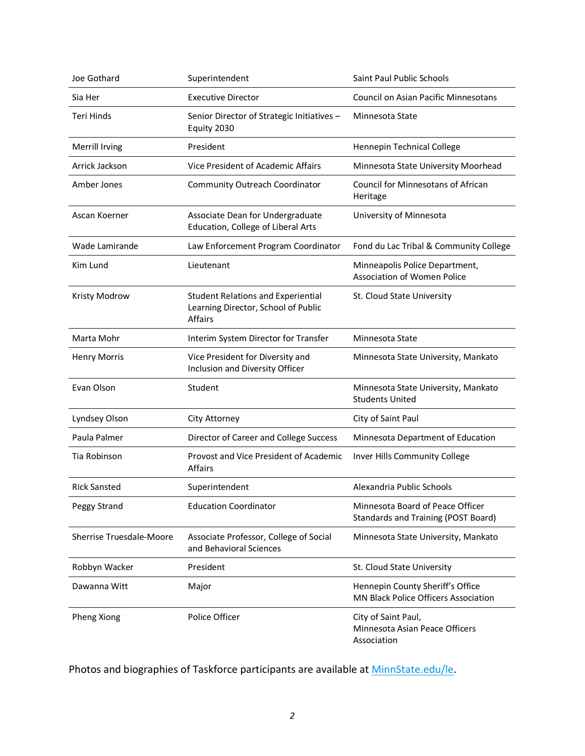| | | |
|---|---|---|
| Joe Gothard | Superintendent | Saint Paul Public Schools |
| Sia Her | Executive Director | Council on Asian Pacific Minnesotans |
| Teri Hinds | Senior Director of Strategic Initiatives – Equity 2030 | Minnesota State |
| Merrill Irving | President | Hennepin Technical College |
| Arrick Jackson | Vice President of Academic Affairs | Minnesota State University Moorhead |
| Amber Jones | Community Outreach Coordinator | Council for Minnesotans of African Heritage |
| Ascan Koerner | Associate Dean for Undergraduate Education, College of Liberal Arts | University of Minnesota |
| Wade Lamirande | Law Enforcement Program Coordinator | Fond du Lac Tribal & Community College |
| Kim Lund | Lieutenant | Minneapolis Police Department, Association of Women Police |
| Kristy Modrow | Student Relations and Experiential Learning Director, School of Public Affairs | St. Cloud State University |
| Marta Mohr | Interim System Director for Transfer | Minnesota State |
| Henry Morris | Vice President for Diversity and Inclusion and Diversity Officer | Minnesota State University, Mankato |
| Evan Olson | Student | Minnesota State University, Mankato Students United |
| Lyndsey Olson | City Attorney | City of Saint Paul |
| Paula Palmer | Director of Career and College Success | Minnesota Department of Education |
| Tia Robinson | Provost and Vice President of Academic Affairs | Inver Hills Community College |
| Rick Sansted | Superintendent | Alexandria Public Schools |
| Peggy Strand | Education Coordinator | Minnesota Board of Peace Officer Standards and Training (POST Board) |
| Sherrise Truesdale-Moore | Associate Professor, College of Social and Behavioral Sciences | Minnesota State University, Mankato |
| Robbyn Wacker | President | St. Cloud State University |
| Dawanna Witt | Major | Hennepin County Sheriff's Office MN Black Police Officers Association |
| Pheng Xiong | Police Officer | City of Saint Paul, Minnesota Asian Peace Officers Association |

Photos and biographies of Taskforce participants are available at [MinnState.edu/le](MinnState.edu/le).